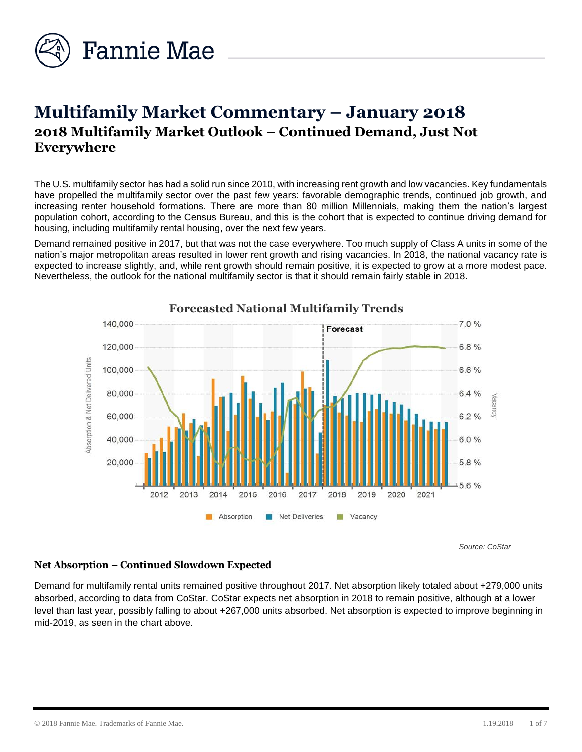# Multifamily Market Commentary – January 2018

## 2018 Multifamily Market Outlook – Continued Demand, Just Not Everywhere

The U.S. multifamily sector has had a solid run since 2010, with increasing rent growth and low vacancies. Key fundamentals have propelled the multifamily sector over the past few years: favorable demographic trends, continued job growth, and increasing renter household formations. There are more than 80 million Millennials, making them the nation's largest population cohort, according to the Census Bureau, and this is the cohort that is expected to continue driving demand for housing, including multifamily rental housing, over the next few years.

Demand remained positive in 2017, but that was not the case everywhere. Too much supply of Class A units in some of the nation's major metropolitan areas resulted in lower rent growth and rising vacancies. In 2018, the national vacancy rate is expected to increase slightly, and, while rent growth should remain positive, it is expected to grow at a more modest pace. Nevertheless, the outlook for the national multifamily sector is that it should remain fairly stable in 2018.

**Forecasted National Multifamily Trends**

*Source: CoStar*

### Net Absorption – Continued Slowdown Expected

Demand for multifamily rental units remained positive throughout 2017. Net absorption likely totaled about +279,000 units absorbed, according to data from CoStar. CoStar expects net absorption in 2018 to remain positive, although at a lower level than last year, possibly falling to about +267,000 units absorbed. Net absorption is expected to improve beginning in mid-2019, as seen in the chart above.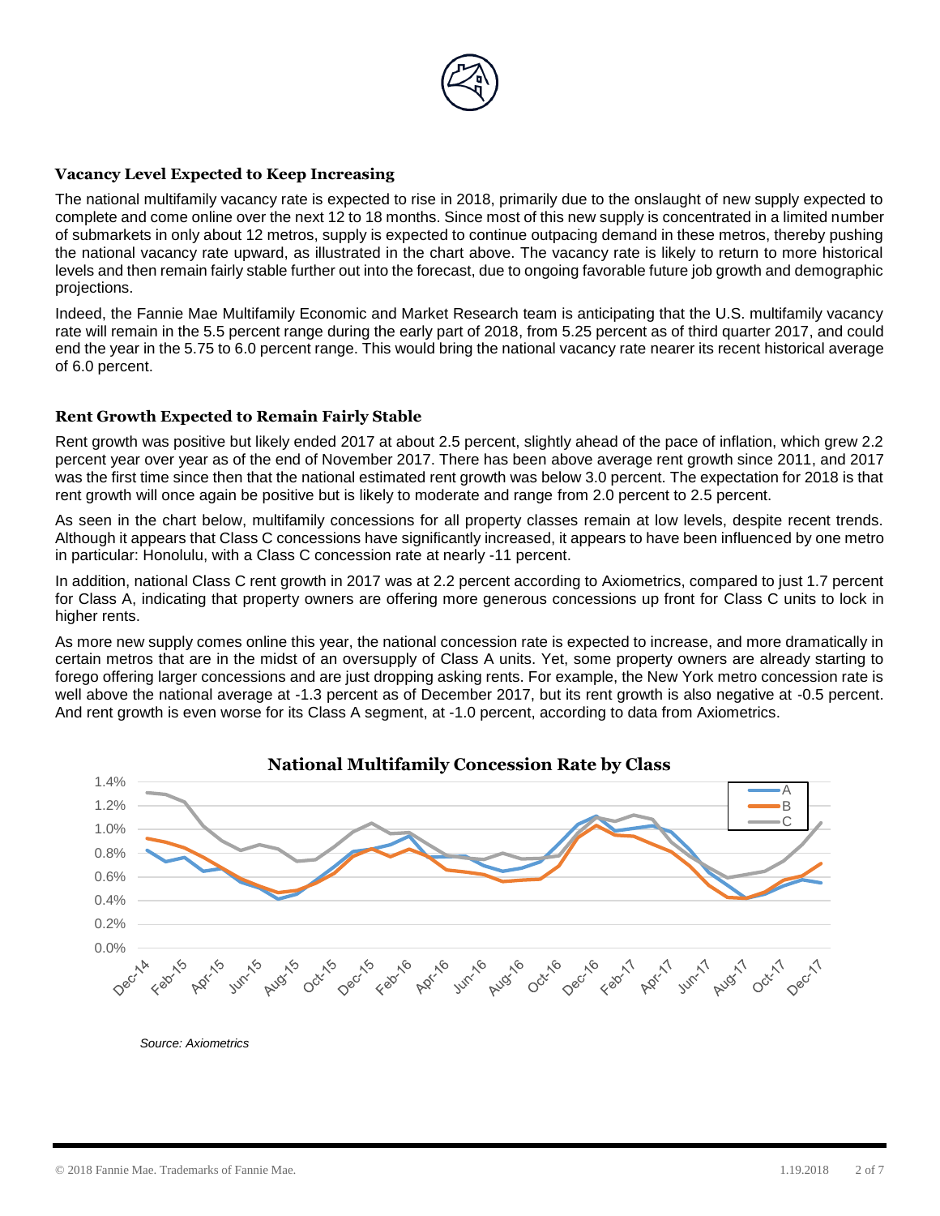## Vacancy Level Expected to Keep Increasing

The national multifamily vacancy rate is expected to rise in 2018, primarily due to the onslaught of new supply expected to complete and come online over the next 12 to 18 months. Since most of this new supply is concentrated in a limited number of submarkets in only about 12 metros, supply is expected to continue outpacing demand in these metros, thereby pushing the national vacancy rate upward, as illustrated in the chart above. The vacancy rate is likely to return to more historical levels and then remain fairly stable further out into the forecast, due to ongoing favorable future job growth and demographic projections.

Indeed, the Fannie Mae Multifamily Economic and Market Research team is anticipating that the U.S. multifamily vacancy rate will remain in the 5.5 percent range during the early part of 2018, from 5.25 percent as of third quarter 2017, and could end the year in the 5.75 to 6.0 percent range. This would bring the national vacancy rate nearer its recent historical average of 6.0 percent.

## Rent Growth Expected to Remain Fairly Stable

Rent growth was positive but likely ended 2017 at about 2.5 percent, slightly ahead of the pace of inflation, which grew 2.2 percent year over year as of the end of November 2017. There has been above average rent growth since 2011, and 2017 was the first time since then that the national estimated rent growth was below 3.0 percent. The expectation for 2018 is that rent growth will once again be positive but is likely to moderate and range from 2.0 percent to 2.5 percent.

As seen in the chart below, multifamily concessions for all property classes remain at low levels, despite recent trends. Although it appears that Class C concessions have significantly increased, it appears to have been influenced by one metro in particular: Honolulu, with a Class C concession rate at nearly -11 percent.

In addition, national Class C rent growth in 2017 was at 2.2 percent according to Axiometrics, compared to just 1.7 percent for Class A, indicating that property owners are offering more generous concessions up front for Class C units to lock in higher rents.

As more new supply comes online this year, the national concession rate is expected to increase, and more dramatically in certain metros that are in the midst of an oversupply of Class A units. Yet, some property owners are already starting to forego offering larger concessions and are just dropping asking rents. For example, the New York metro concession rate is well above the national average at -1.3 percent as of December 2017, but its rent growth is also negative at -0.5 percent. And rent growth is even worse for its Class A segment, at -1.0 percent, according to data from Axiometrics.

**National Multifamily Concession Rate by Class**

*Source: Axiometrics*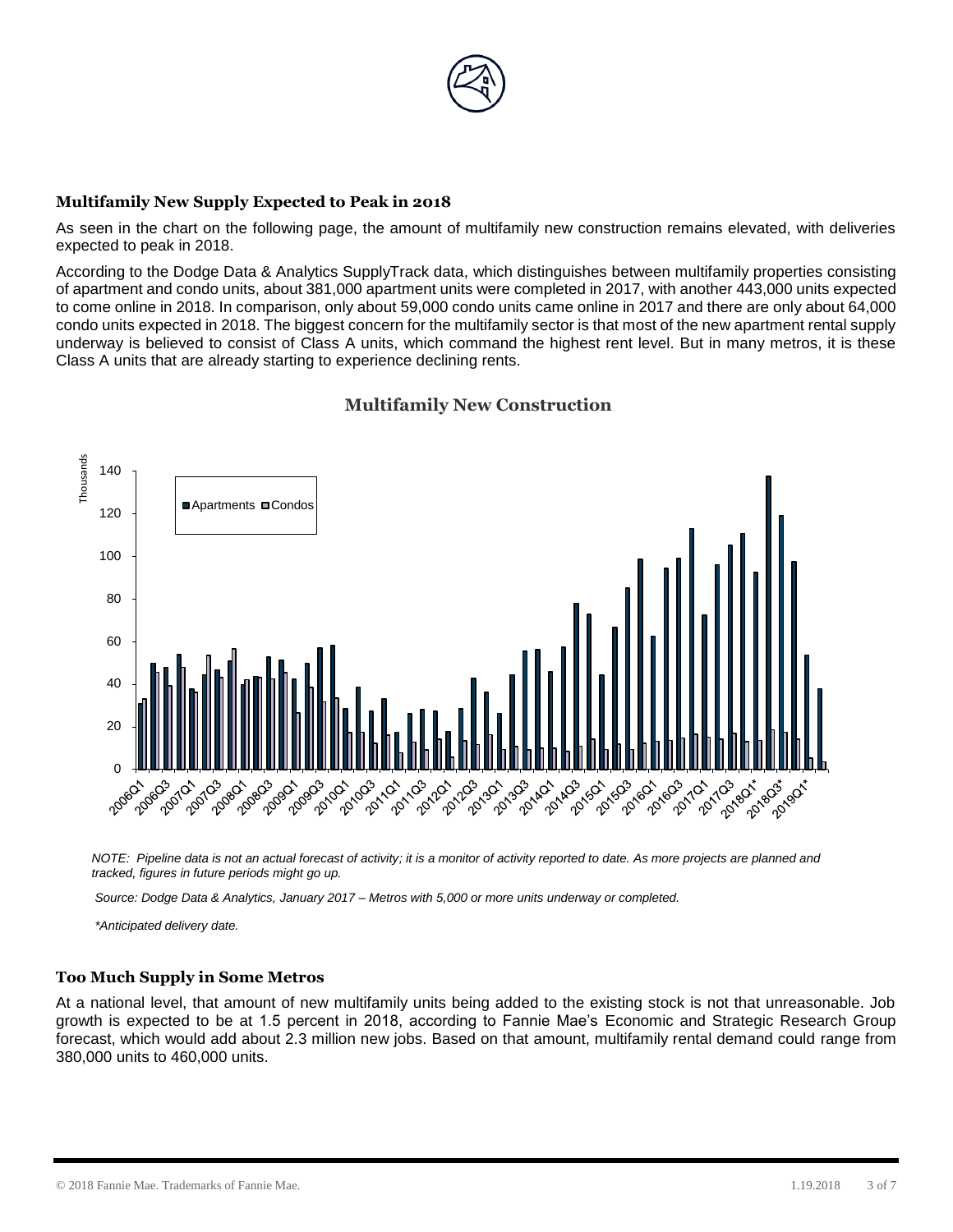### Multifamily New Supply Expected to Peak in 2018

As seen in the chart on the following page, the amount of multifamily new construction remains elevated, with deliveries expected to peak in 2018.

According to the Dodge Data & Analytics SupplyTrack data, which distinguishes between multifamily properties consisting of apartment and condo units, about 381,000 apartment units were completed in 2017, with another 443,000 units expected to come online in 2018. In comparison, only about 59,000 condo units came online in 2017 and there are only about 64,000 condo units expected in 2018. The biggest concern for the multifamily sector is that most of the new apartment rental supply underway is believed to consist of Class A units, which command the highest rent level. But in many metros, it is these Class A units that are already starting to experience declining rents.

### Multifamily New Construction

*NOTE: Pipeline data is not an actual forecast of activity; it is a monitor of activity reported to date. As more projects are planned and tracked, figures in future periods might go up.*

*Source: Dodge Data & Analytics, January 2017 – Metros with 5,000 or more units underway or completed.*

*\*Anticipated delivery date.*

### Too Much Supply in Some Metros

At a national level, that amount of new multifamily units being added to the existing stock is not that unreasonable. Job growth is expected to be at 1.5 percent in 2018, according to Fannie Mae's Economic and Strategic Research Group forecast, which would add about 2.3 million new jobs. Based on that amount, multifamily rental demand could range from 380,000 units to 460,000 units.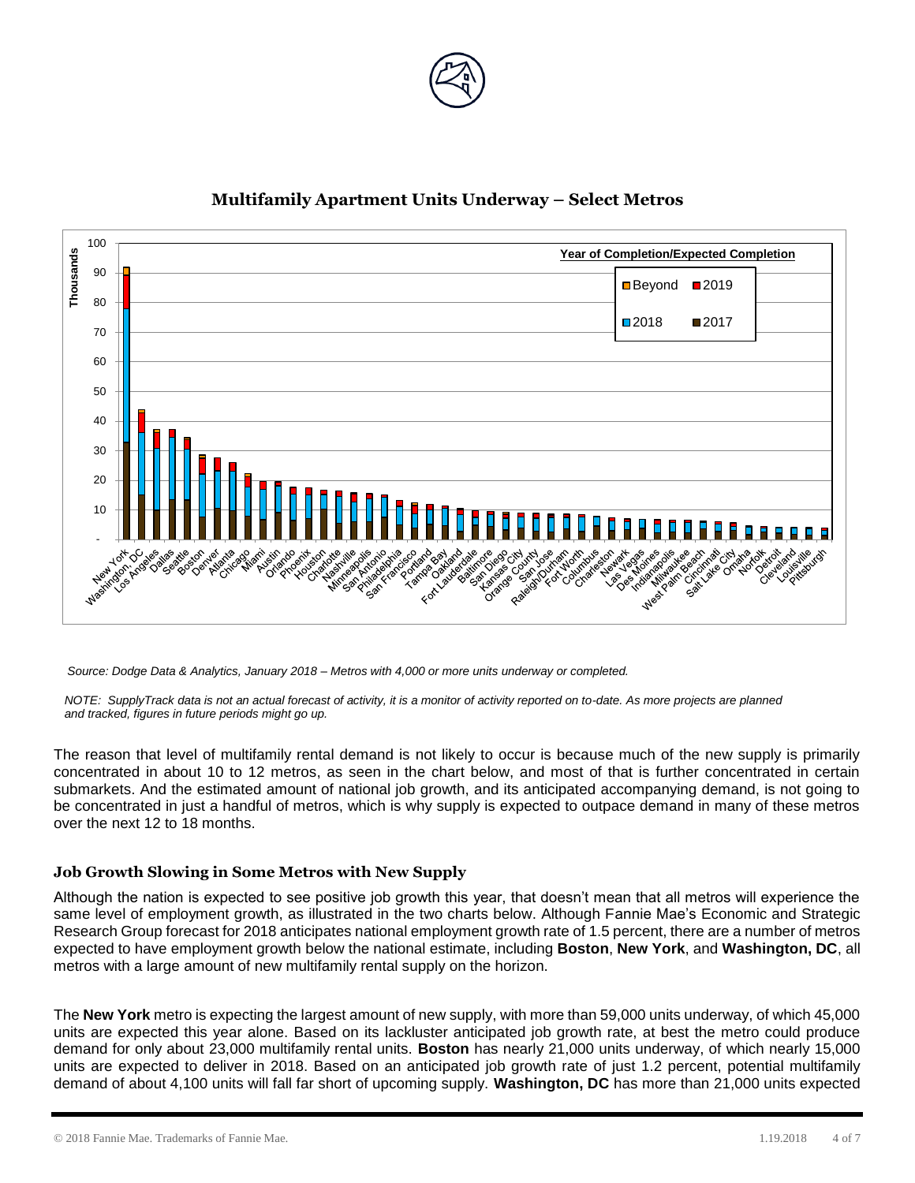## Multifamily Apartment Units Underway – Select Metros

*Source: Dodge Data & Analytics, January 2018 – Metros with 4,000 or more units underway or completed.*

*NOTE: SupplyTrack data is not an actual forecast of activity, it is a monitor of activity reported on to-date. As more projects are planned and tracked, figures in future periods might go up.*

The reason that level of multifamily rental demand is not likely to occur is because much of the new supply is primarily concentrated in about 10 to 12 metros, as seen in the chart below, and most of that is further concentrated in certain submarkets. And the estimated amount of national job growth, and its anticipated accompanying demand, is not going to be concentrated in just a handful of metros, which is why supply is expected to outpace demand in many of these metros over the next 12 to 18 months.

### Job Growth Slowing in Some Metros with New Supply

Although the nation is expected to see positive job growth this year, that doesn't mean that all metros will experience the same level of employment growth, as illustrated in the two charts below. Although Fannie Mae's Economic and Strategic Research Group forecast for 2018 anticipates national employment growth rate of 1.5 percent, there are a number of metros expected to have employment growth below the national estimate, including **Boston**, **New York**, and **Washington, DC**, all metros with a large amount of new multifamily rental supply on the horizon.

The **New York** metro is expecting the largest amount of new supply, with more than 59,000 units underway, of which 45,000 units are expected this year alone. Based on its lackluster anticipated job growth rate, at best the metro could produce demand for only about 23,000 multifamily rental units. **Boston** has nearly 21,000 units underway, of which nearly 15,000 units are expected to deliver in 2018. Based on an anticipated job growth rate of just 1.2 percent, potential multifamily demand of about 4,100 units will fall far short of upcoming supply. **Washington, DC** has more than 21,000 units expected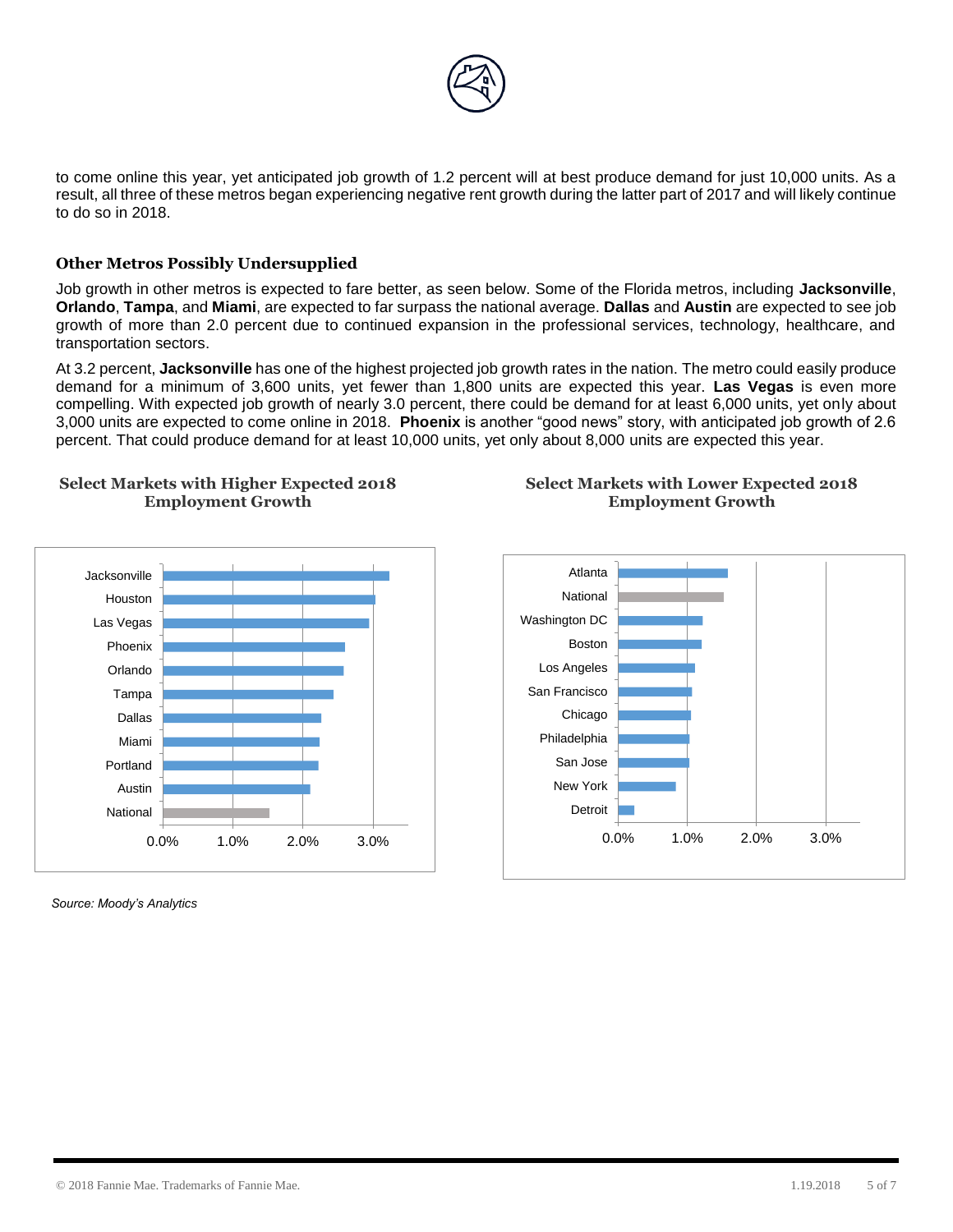to come online this year, yet anticipated job growth of 1.2 percent will at best produce demand for just 10,000 units. As a result, all three of these metros began experiencing negative rent growth during the latter part of 2017 and will likely continue to do so in 2018.

### Other Metros Possibly Undersupplied

Job growth in other metros is expected to fare better, as seen below. Some of the Florida metros, including **Jacksonville**, **Orlando**, **Tampa**, and **Miami**, are expected to far surpass the national average. **Dallas** and **Austin** are expected to see job growth of more than 2.0 percent due to continued expansion in the professional services, technology, healthcare, and transportation sectors.

At 3.2 percent, **Jacksonville** has one of the highest projected job growth rates in the nation. The metro could easily produce demand for a minimum of 3,600 units, yet fewer than 1,800 units are expected this year. **Las Vegas** is even more compelling. With expected job growth of nearly 3.0 percent, there could be demand for at least 6,000 units, yet only about 3,000 units are expected to come online in 2018. **Phoenix** is another "good news" story, with anticipated job growth of 2.6 percent. That could produce demand for at least 10,000 units, yet only about 8,000 units are expected this year.

**Select Markets with Higher Expected 2018 Employment Growth**

Jacksonville, Houston, Las Vegas, Phoenix, Orlando, Tampa, Dallas, Miami, Portland, Austin, National

0.0% 1.0% 2.0% 3.0%

**Select Markets with Lower Expected 2018 Employment Growth**

Atlanta, National, Washington DC, Boston, Los Angeles, San Francisco, Chicago, Philadelphia, San Jose, New York, Detroit

0.0% 1.0% 2.0% 3.0%

*Source: Moody's Analytics*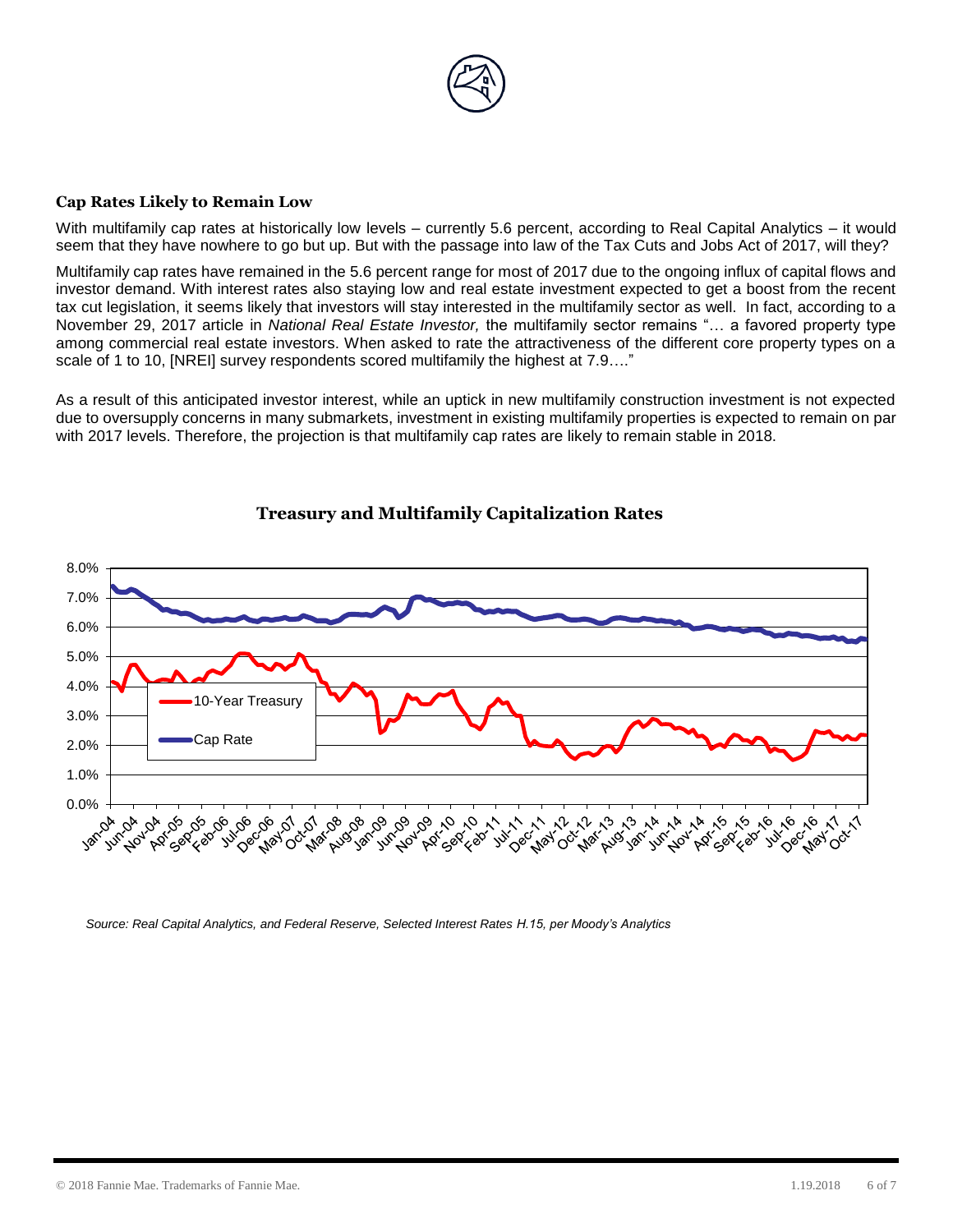## Cap Rates Likely to Remain Low

With multifamily cap rates at historically low levels – currently 5.6 percent, according to Real Capital Analytics – it would seem that they have nowhere to go but up. But with the passage into law of the Tax Cuts and Jobs Act of 2017, will they?

Multifamily cap rates have remained in the 5.6 percent range for most of 2017 due to the ongoing influx of capital flows and investor demand. With interest rates also staying low and real estate investment expected to get a boost from the recent tax cut legislation, it seems likely that investors will stay interested in the multifamily sector as well. In fact, according to a November 29, 2017 article in *National Real Estate Investor,* the multifamily sector remains "… a favored property type among commercial real estate investors. When asked to rate the attractiveness of the different core property types on a scale of 1 to 10, [NREI] survey respondents scored multifamily the highest at 7.9…."

As a result of this anticipated investor interest, while an uptick in new multifamily construction investment is not expected due to oversupply concerns in many submarkets, investment in existing multifamily properties is expected to remain on par with 2017 levels. Therefore, the projection is that multifamily cap rates are likely to remain stable in 2018.

### Treasury and Multifamily Capitalization Rates

*Source: Real Capital Analytics, and Federal Reserve, Selected Interest Rates H.15, per Moody's Analytics*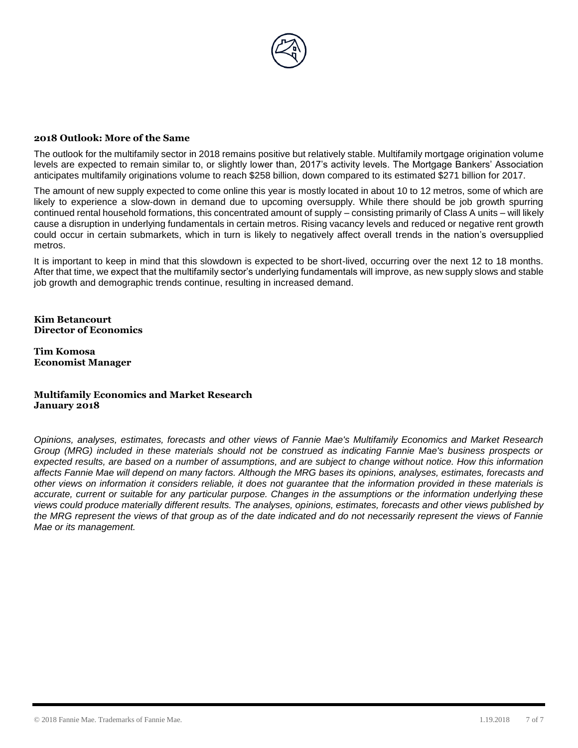## 2018 Outlook: More of the Same

The outlook for the multifamily sector in 2018 remains positive but relatively stable. Multifamily mortgage origination volume levels are expected to remain similar to, or slightly lower than, 2017's activity levels. The Mortgage Bankers' Association anticipates multifamily originations volume to reach $258 billion, down compared to its estimated $271 billion for 2017.

The amount of new supply expected to come online this year is mostly located in about 10 to 12 metros, some of which are likely to experience a slow-down in demand due to upcoming oversupply. While there should be job growth spurring continued rental household formations, this concentrated amount of supply – consisting primarily of Class A units – will likely cause a disruption in underlying fundamentals in certain metros. Rising vacancy levels and reduced or negative rent growth could occur in certain submarkets, which in turn is likely to negatively affect overall trends in the nation's oversupplied metros.

It is important to keep in mind that this slowdown is expected to be short-lived, occurring over the next 12 to 18 months. After that time, we expect that the multifamily sector's underlying fundamentals will improve, as new supply slows and stable job growth and demographic trends continue, resulting in increased demand.

**Kim Betancourt**
**Director of Economics**

**Tim Komosa**
**Economist Manager**

**Multifamily Economics and Market Research**
**January 2018**

*Opinions, analyses, estimates, forecasts and other views of Fannie Mae's Multifamily Economics and Market Research Group (MRG) included in these materials should not be construed as indicating Fannie Mae's business prospects or expected results, are based on a number of assumptions, and are subject to change without notice. How this information affects Fannie Mae will depend on many factors. Although the MRG bases its opinions, analyses, estimates, forecasts and other views on information it considers reliable, it does not guarantee that the information provided in these materials is accurate, current or suitable for any particular purpose. Changes in the assumptions or the information underlying these views could produce materially different results. The analyses, opinions, estimates, forecasts and other views published by the MRG represent the views of that group as of the date indicated and do not necessarily represent the views of Fannie Mae or its management.*